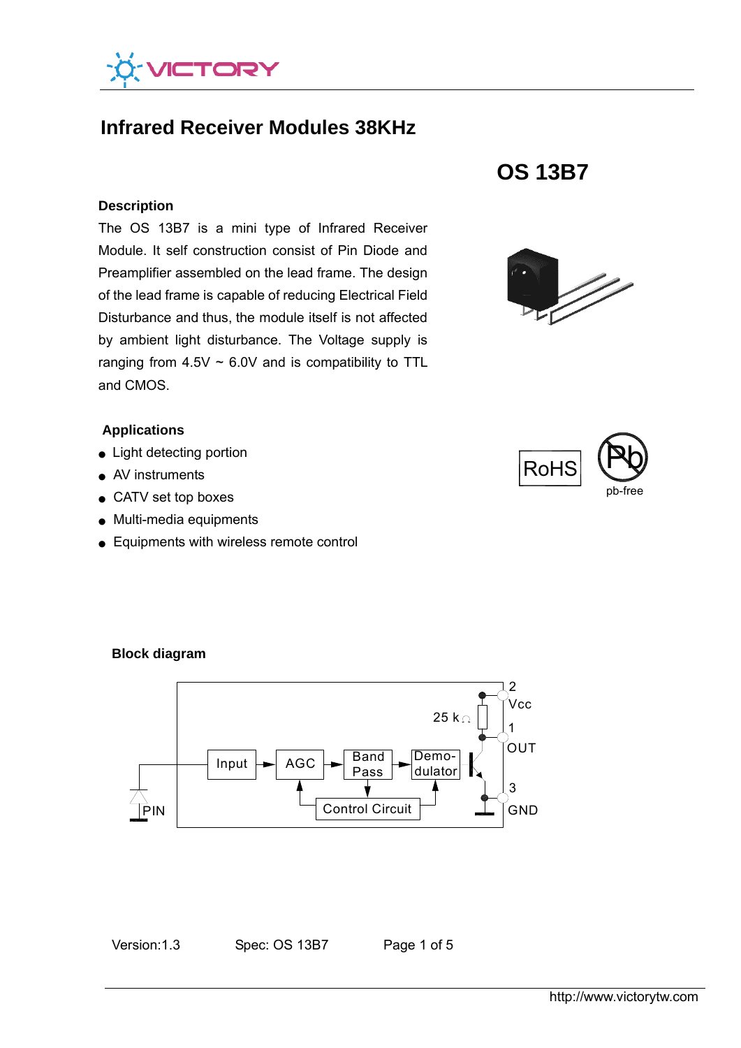# Infrared Receiver Modules 38KHz

## OS 13B7

### Description

The OS 13B7 is a mini type of Infrared Receiver Module. It self construction consist of Pin Diode and Preamplifier assembled on the lead frame. The design of the lead frame is capable of reducing Electrical Field Disturbance and thus, the module itself is not affected by ambient light disturbance. The Voltage supply is ranging from 4.5V ~ 6.0V and is compatibility to TTL and CMOS.

RoHS

pb-free

### Applications

- Light detecting portion
- AV instruments
- CATV set top boxes
- Multi-media equipments
- Equipments with wireless remote control

### Block diagram

PIN → Input → AGC → Band Pass → Demodulator; Control Circuit

25 kΩ

2 Vcc

1 OUT

3 GND

Version:1.3 Spec: OS 13B7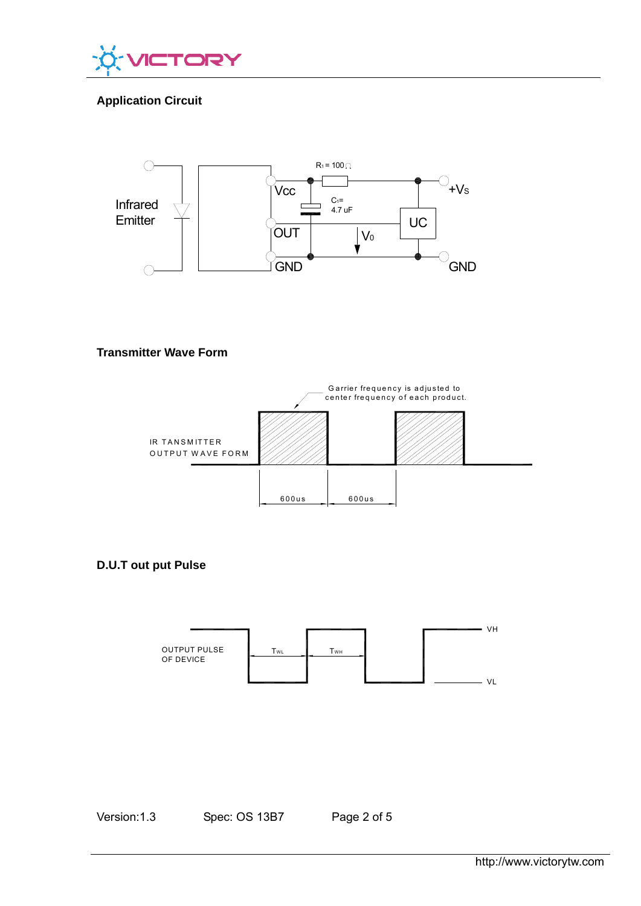## Application Circuit

Infrared Emitter

Vcc

OUT

GND

$R_1 = 100\Omega$

$C_1 =$ 4.7 uF

UC

$V_0$

$+V_S$

GND

## Transmitter Wave Form

Garrier frequency is adjusted to center frequency of each product.

IR TANSMITTER OUTPUT WAVE FORM

600us

600us

## D.U.T out put Pulse

OUTPUT PULSE OF DEVICE

$T_{WL}$

$T_{WH}$

VH

VL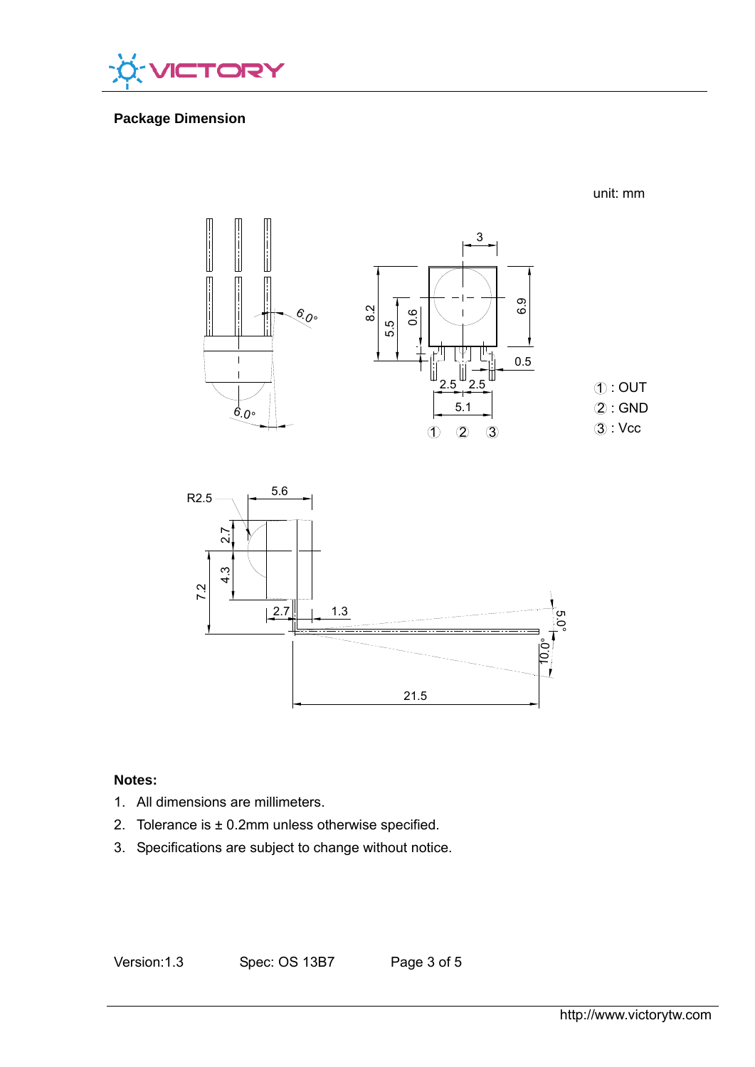## Package Dimension

unit: mm

① : OUT
② : GND
③ : Vcc

**Notes:**

1. All dimensions are millimeters.
2. Tolerance is ± 0.2mm unless otherwise specified.
3. Specifications are subject to change without notice.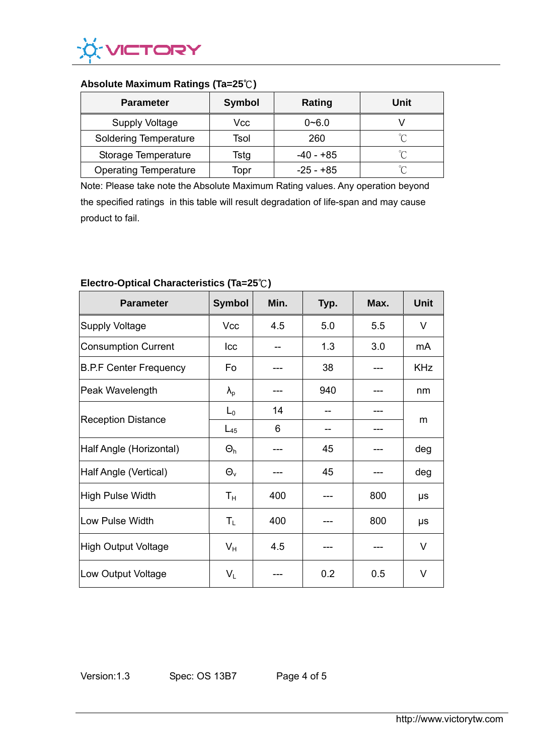### Absolute Maximum Ratings (Ta=25℃)

| Parameter | Symbol | Rating | Unit |
|---|---|---|---|
| Supply Voltage | Vcc | 0~6.0 | V |
| Soldering Temperature | Tsol | 260 | ℃ |
| Storage Temperature | Tstg | -40 - +85 | ℃ |
| Operating Temperature | Topr | -25 - +85 | ℃ |

Note: Please take note the Absolute Maximum Rating values. Any operation beyond the specified ratings in this table will result degradation of life-span and may cause product to fail.

### Electro-Optical Characteristics (Ta=25℃)

| Parameter | Symbol | Min. | Typ. | Max. | Unit |
|---|---|---|---|---|---|
| Supply Voltage | Vcc | 4.5 | 5.0 | 5.5 | V |
| Consumption Current | Icc | -- | 1.3 | 3.0 | mA |
| B.P.F Center Frequency | Fo | --- | 38 | --- | KHz |
| Peak Wavelength | $\lambda_p$ | --- | 940 | --- | nm |
| Reception Distance | $L_0$ | 14 | -- | --- | m |
| | $L_{45}$ | 6 | -- | --- | |
| Half Angle (Horizontal) | $\Theta_h$ | --- | 45 | --- | deg |
| Half Angle (Vertical) | $\Theta_v$ | --- | 45 | --- | deg |
| High Pulse Width | $T_H$ | 400 | --- | 800 | μs |
| Low Pulse Width | $T_L$ | 400 | --- | 800 | μs |
| High Output Voltage | $V_H$ | 4.5 | --- | --- | V |
| Low Output Voltage | $V_L$ | --- | 0.2 | 0.5 | V |

Version:1.3 Spec: OS 13B7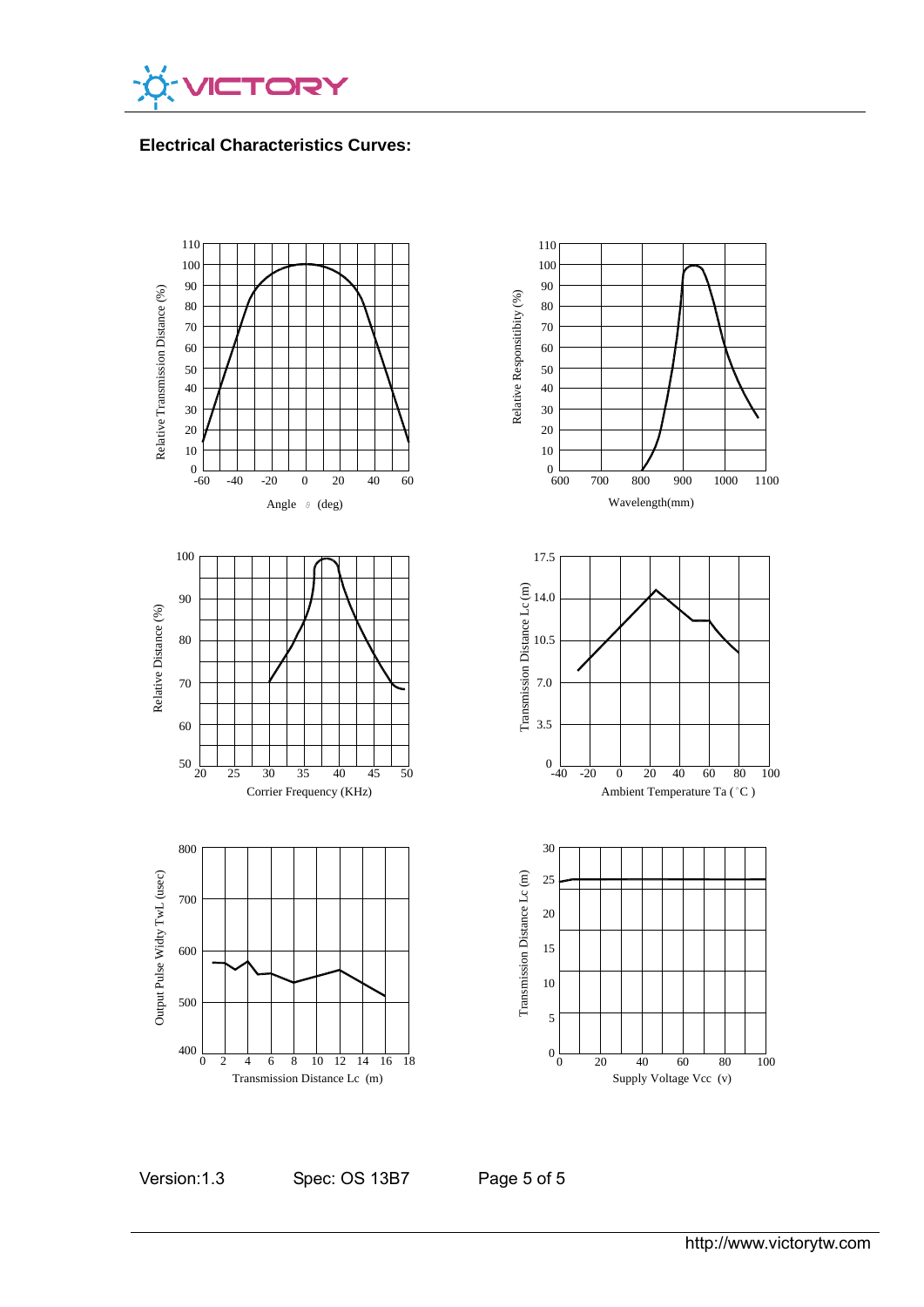## Electrical Characteristics Curves:

110
100
90
80
70
60
50
40
30
20
10
0
-60 -40 -20 0 20 40 60
Relative Transmission Distance (%)
Angle θ (deg)

110
100
90
80
70
60
50
40
30
20
10
0
600 700 800 900 1000 1100
Relative Responsitibity (%)
Wavelength(mm)

100
90
80
70
60
50
20 25 30 35 40 45 50
Relative Distance (%)
Corrier Frequency (KHz)

17.5
14.0
10.5
7.0
3.5
0
-40 -20 0 20 40 60 80 100
Transmission Distance Lc (m)
Ambient Temperature Ta (°C)

800
700
600
500
400
0 2 4 6 8 10 12 14 16 18
Output Pulse Widty TwL (usec)
Transmission Distance Lc (m)

30
25
20
15
10
5
0
0 20 40 60 80 100
Transmission Distance Lc (m)
Supply Voltage Vcc (v)

Version:1.3 Spec: OS 13B7